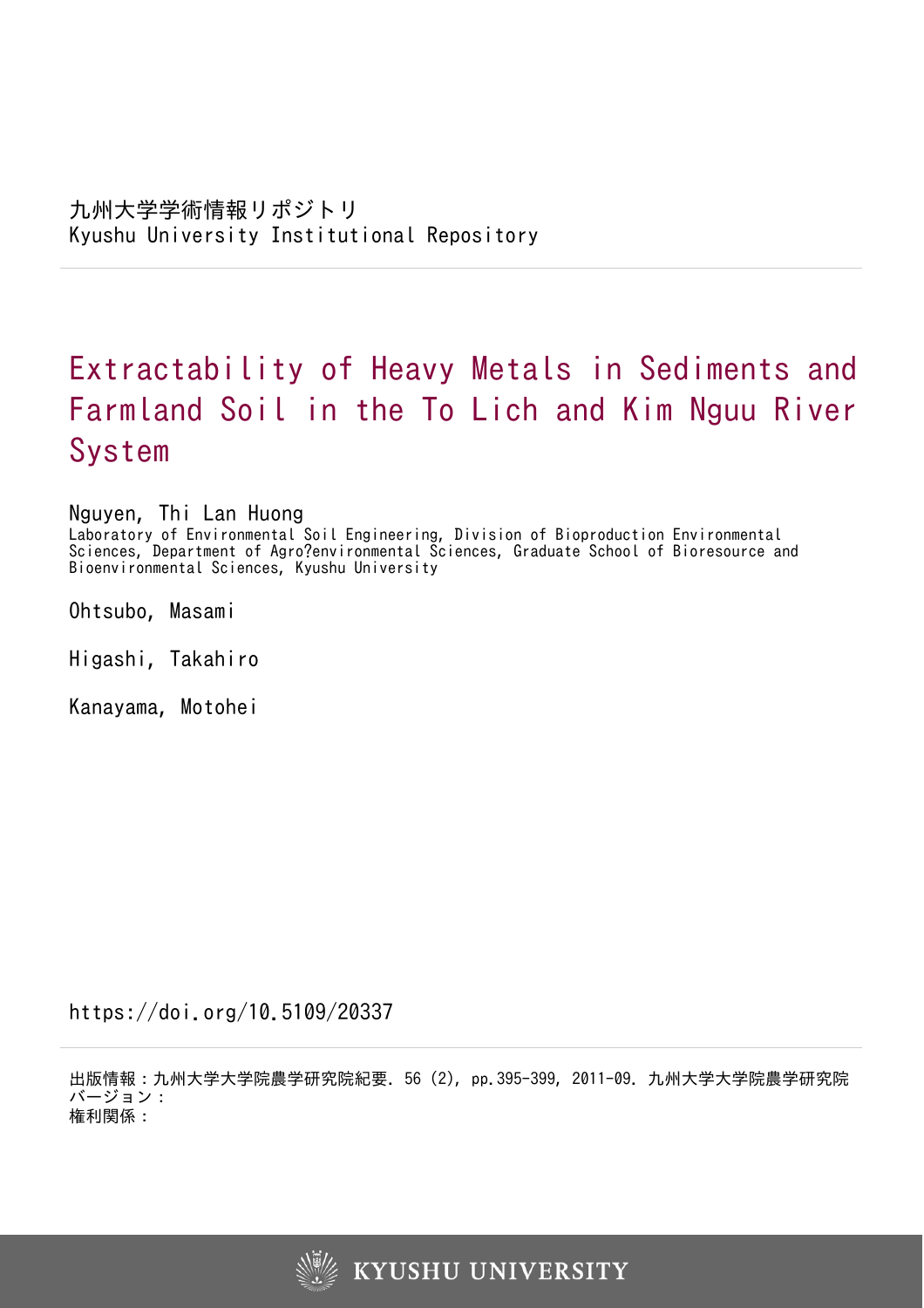九州大学学術情報リポジトリ
Kyushu University Institutional Repository

# Extractability of Heavy Metals in Sediments and Farmland Soil in the To Lich and Kim Nguu River System

Nguyen, Thi Lan Huong
Laboratory of Environmental Soil Engineering, Division of Bioproduction Environmental Sciences, Department of Agro?environmental Sciences, Graduate School of Bioresource and Bioenvironmental Sciences, Kyushu University

Ohtsubo, Masami

Higashi, Takahiro

Kanayama, Motohei

https://doi.org/10.5109/20337

出版情報：九州大学大学院農学研究院紀要. 56 (2), pp.395-399, 2011-09. 九州大学大学院農学研究院
バージョン：
権利関係：

KYUSHU UNIVERSITY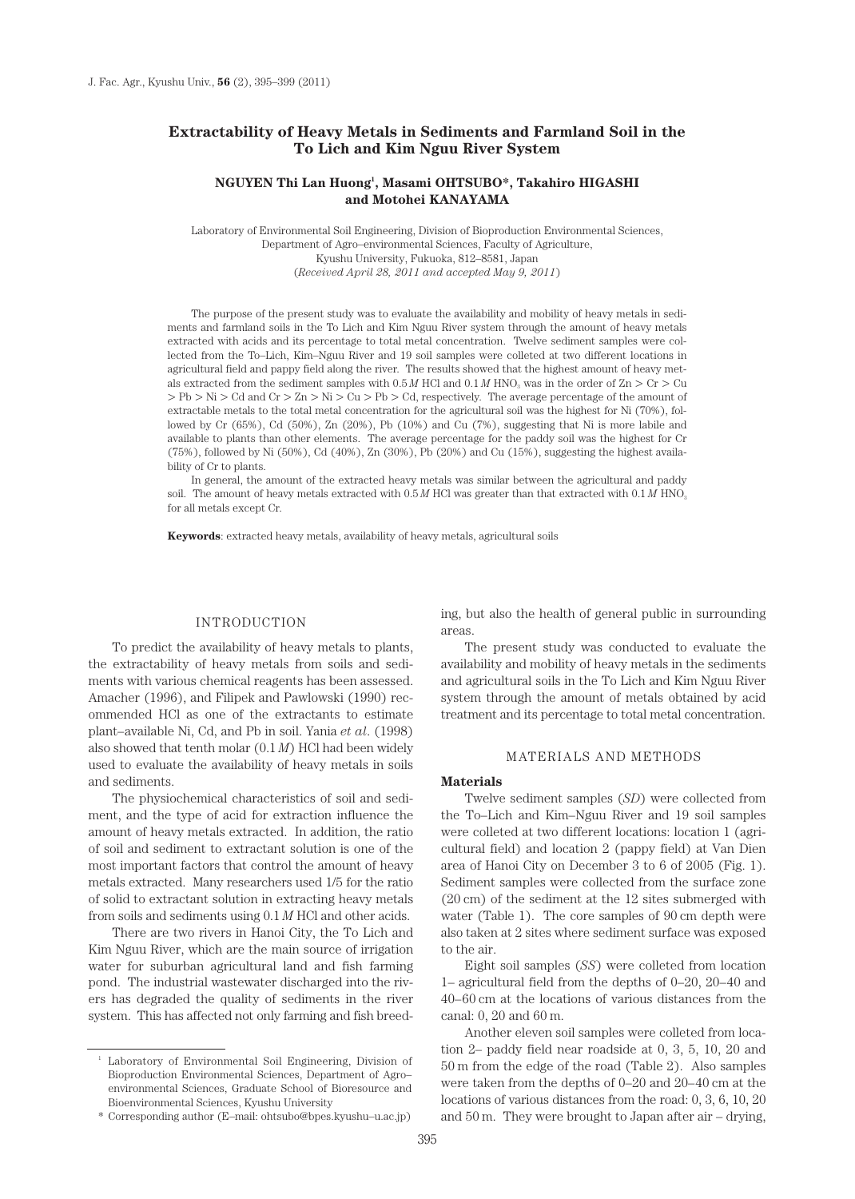# Extractability of Heavy Metals in Sediments and Farmland Soil in the To Lich and Kim Nguu River System

**NGUYEN Thi Lan Huong[1], Masami OHTSUBO*, Takahiro HIGASHI and Motohei KANAYAMA**

Laboratory of Environmental Soil Engineering, Division of Bioproduction Environmental Sciences, Department of Agro–environmental Sciences, Faculty of Agriculture, Kyushu University, Fukuoka, 812–8581, Japan
(*Received April 28, 2011 and accepted May 9, 2011*)

The purpose of the present study was to evaluate the availability and mobility of heavy metals in sediments and farmland soils in the To Lich and Kim Nguu River system through the amount of heavy metals extracted with acids and its percentage to total metal concentration. Twelve sediment samples were collected from the To–Lich, Kim–Nguu River and 19 soil samples were colleted at two different locations in agricultural field and pappy field along the river. The results showed that the highest amount of heavy metals extracted from the sediment samples with 0.5 *M* HCl and 0.1 *M* $HNO_3$ was in the order of Zn > Cr > Cu > Pb > Ni > Cd and Cr > Zn > Ni > Cu > Pb > Cd, respectively. The average percentage of the amount of extractable metals to the total metal concentration for the agricultural soil was the highest for Ni (70%), followed by Cr (65%), Cd (50%), Zn (20%), Pb (10%) and Cu (7%), suggesting that Ni is more labile and available to plants than other elements. The average percentage for the paddy soil was the highest for Cr (75%), followed by Ni (50%), Cd (40%), Zn (30%), Pb (20%) and Cu (15%), suggesting the highest availability of Cr to plants.

In general, the amount of the extracted heavy metals was similar between the agricultural and paddy soil. The amount of heavy metals extracted with 0.5 *M* HCl was greater than that extracted with 0.1 *M* $HNO_3$ for all metals except Cr.

**Keywords**: extracted heavy metals, availability of heavy metals, agricultural soils

## INTRODUCTION

To predict the availability of heavy metals to plants, the extractability of heavy metals from soils and sediments with various chemical reagents has been assessed. Amacher (1996), and Filipek and Pawlowski (1990) recommended HCl as one of the extractants to estimate plant–available Ni, Cd, and Pb in soil. Yania *et al*. (1998) also showed that tenth molar (0.1 *M*) HCl had been widely used to evaluate the availability of heavy metals in soils and sediments.

The physiochemical characteristics of soil and sediment, and the type of acid for extraction influence the amount of heavy metals extracted. In addition, the ratio of soil and sediment to extractant solution is one of the most important factors that control the amount of heavy metals extracted. Many researchers used 1/5 for the ratio of solid to extractant solution in extracting heavy metals from soils and sediments using 0.1 *M* HCl and other acids.

There are two rivers in Hanoi City, the To Lich and Kim Nguu River, which are the main source of irrigation water for suburban agricultural land and fish farming pond. The industrial wastewater discharged into the rivers has degraded the quality of sediments in the river system. This has affected not only farming and fish breeding, but also the health of general public in surrounding areas.

The present study was conducted to evaluate the availability and mobility of heavy metals in the sediments and agricultural soils in the To Lich and Kim Nguu River system through the amount of metals obtained by acid treatment and its percentage to total metal concentration.

## MATERIALS AND METHODS

### Materials

Twelve sediment samples (*SD*) were collected from the To–Lich and Kim–Nguu River and 19 soil samples were colleted at two different locations: location 1 (agricultural field) and location 2 (pappy field) at Van Dien area of Hanoi City on December 3 to 6 of 2005 (Fig. 1). Sediment samples were collected from the surface zone (20 cm) of the sediment at the 12 sites submerged with water (Table 1). The core samples of 90 cm depth were also taken at 2 sites where sediment surface was exposed to the air.

Eight soil samples (*SS*) were colleted from location 1– agricultural field from the depths of 0–20, 20–40 and 40–60 cm at the locations of various distances from the canal: 0, 20 and 60 m.

Another eleven soil samples were colleted from location 2– paddy field near roadside at 0, 3, 5, 10, 20 and 50 m from the edge of the road (Table 2). Also samples were taken from the depths of 0–20 and 20–40 cm at the locations of various distances from the road: 0, 3, 6, 10, 20 and 50 m. They were brought to Japan after air – drying,

---

[1] Laboratory of Environmental Soil Engineering, Division of Bioproduction Environmental Sciences, Department of Agro–environmental Sciences, Graduate School of Bioresource and Bioenvironmental Sciences, Kyushu University

\* Corresponding author (E–mail: ohtsubo@bpes.kyushu–u.ac.jp)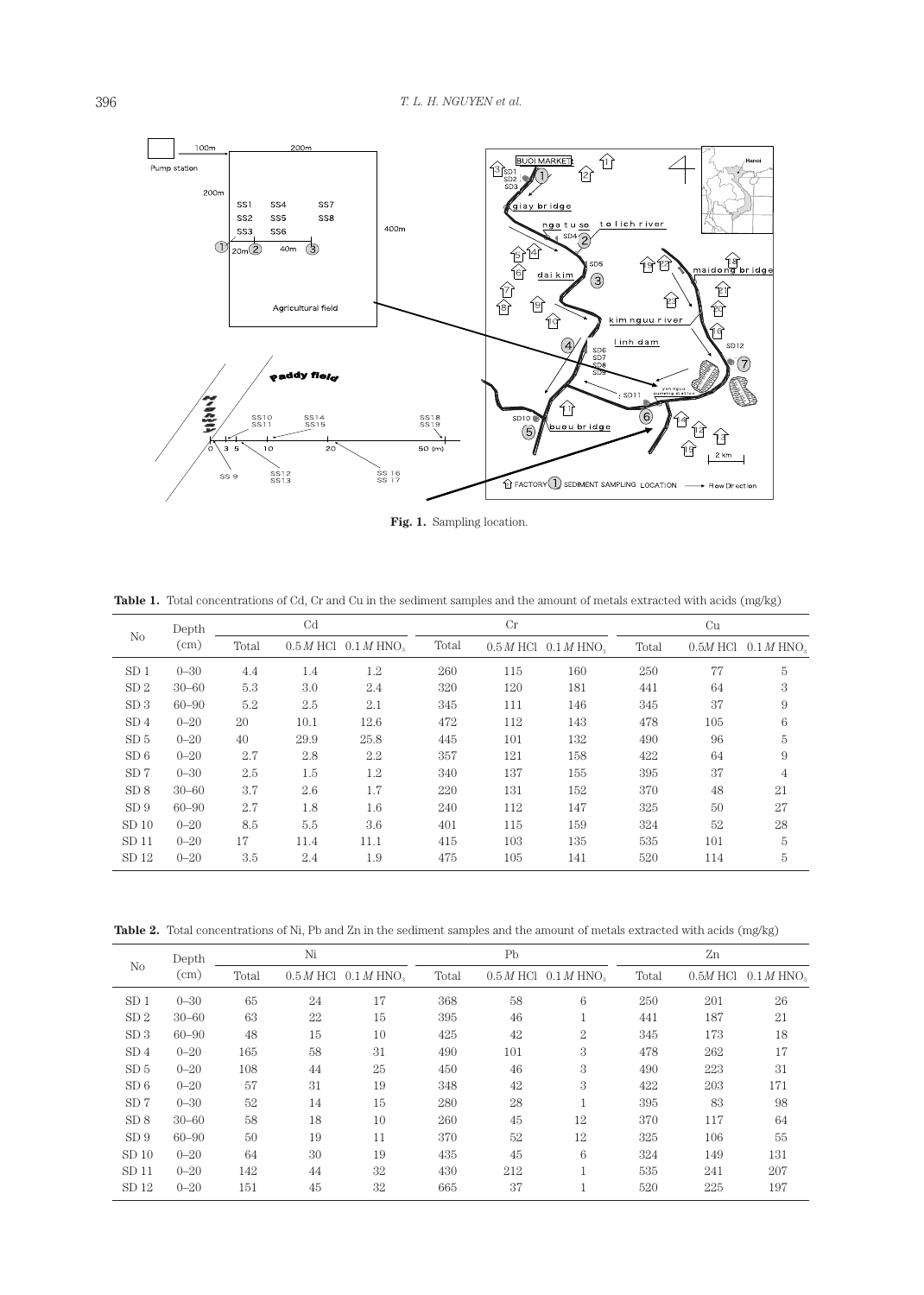Fig. 1. Sampling location.

**Table 1.** Total concentrations of Cd, Cr and Cu in the sediment samples and the amount of metals extracted with acids (mg/kg)

| No | Depth (cm) | Cd | | | Cr | | | Cu | | |
|---|---|---|---|---|---|---|---|---|---|---|
| | | Total | 0.5 $M$ HCl | 0.1 $M$ $HNO_3$ | Total | 0.5 $M$ HCl | 0.1 $M$ $HNO_3$ | Total | 0.5 $M$ HCl | 0.1 $M$ $HNO_3$ |
| SD 1 | 0–30 | 4.4 | 1.4 | 1.2 | 260 | 115 | 160 | 250 | 77 | 5 |
| SD 2 | 30–60 | 5.3 | 3.0 | 2.4 | 320 | 120 | 181 | 441 | 64 | 3 |
| SD 3 | 60–90 | 5.2 | 2.5 | 2.1 | 345 | 111 | 146 | 345 | 37 | 9 |
| SD 4 | 0–20 | 20 | 10.1 | 12.6 | 472 | 112 | 143 | 478 | 105 | 6 |
| SD 5 | 0–20 | 40 | 29.9 | 25.8 | 445 | 101 | 132 | 490 | 96 | 5 |
| SD 6 | 0–20 | 2.7 | 2.8 | 2.2 | 357 | 121 | 158 | 422 | 64 | 9 |
| SD 7 | 0–30 | 2.5 | 1.5 | 1.2 | 340 | 137 | 155 | 395 | 37 | 4 |
| SD 8 | 30–60 | 3.7 | 2.6 | 1.7 | 220 | 131 | 152 | 370 | 48 | 21 |
| SD 9 | 60–90 | 2.7 | 1.8 | 1.6 | 240 | 112 | 147 | 325 | 50 | 27 |
| SD 10 | 0–20 | 8.5 | 5.5 | 3.6 | 401 | 115 | 159 | 324 | 52 | 28 |
| SD 11 | 0–20 | 17 | 11.4 | 11.1 | 415 | 103 | 135 | 535 | 101 | 5 |
| SD 12 | 0–20 | 3.5 | 2.4 | 1.9 | 475 | 105 | 141 | 520 | 114 | 5 |

**Table 2.** Total concentrations of Ni, Pb and Zn in the sediment samples and the amount of metals extracted with acids (mg/kg)

| No | Depth (cm) | Ni | | | Pb | | | Zn | | |
|---|---|---|---|---|---|---|---|---|---|---|
| | | Total | 0.5 $M$ HCl | 0.1 $M$ $HNO_3$ | Total | 0.5 $M$ HCl | 0.1 $M$ $HNO_3$ | Total | 0.5 $M$ HCl | 0.1 $M$ $HNO_3$ |
| SD 1 | 0–30 | 65 | 24 | 17 | 368 | 58 | 6 | 250 | 201 | 26 |
| SD 2 | 30–60 | 63 | 22 | 15 | 395 | 46 | 1 | 441 | 187 | 21 |
| SD 3 | 60–90 | 48 | 15 | 10 | 425 | 42 | 2 | 345 | 173 | 18 |
| SD 4 | 0–20 | 165 | 58 | 31 | 490 | 101 | 3 | 478 | 262 | 17 |
| SD 5 | 0–20 | 108 | 44 | 25 | 450 | 46 | 3 | 490 | 223 | 31 |
| SD 6 | 0–20 | 57 | 31 | 19 | 348 | 42 | 3 | 422 | 203 | 171 |
| SD 7 | 0–30 | 52 | 14 | 15 | 280 | 28 | 1 | 395 | 83 | 98 |
| SD 8 | 30–60 | 58 | 18 | 10 | 260 | 45 | 12 | 370 | 117 | 64 |
| SD 9 | 60–90 | 50 | 19 | 11 | 370 | 52 | 12 | 325 | 106 | 55 |
| SD 10 | 0–20 | 64 | 30 | 19 | 435 | 45 | 6 | 324 | 149 | 131 |
| SD 11 | 0–20 | 142 | 44 | 32 | 430 | 212 | 1 | 535 | 241 | 207 |
| SD 12 | 0–20 | 151 | 45 | 32 | 665 | 37 | 1 | 520 | 225 | 197 |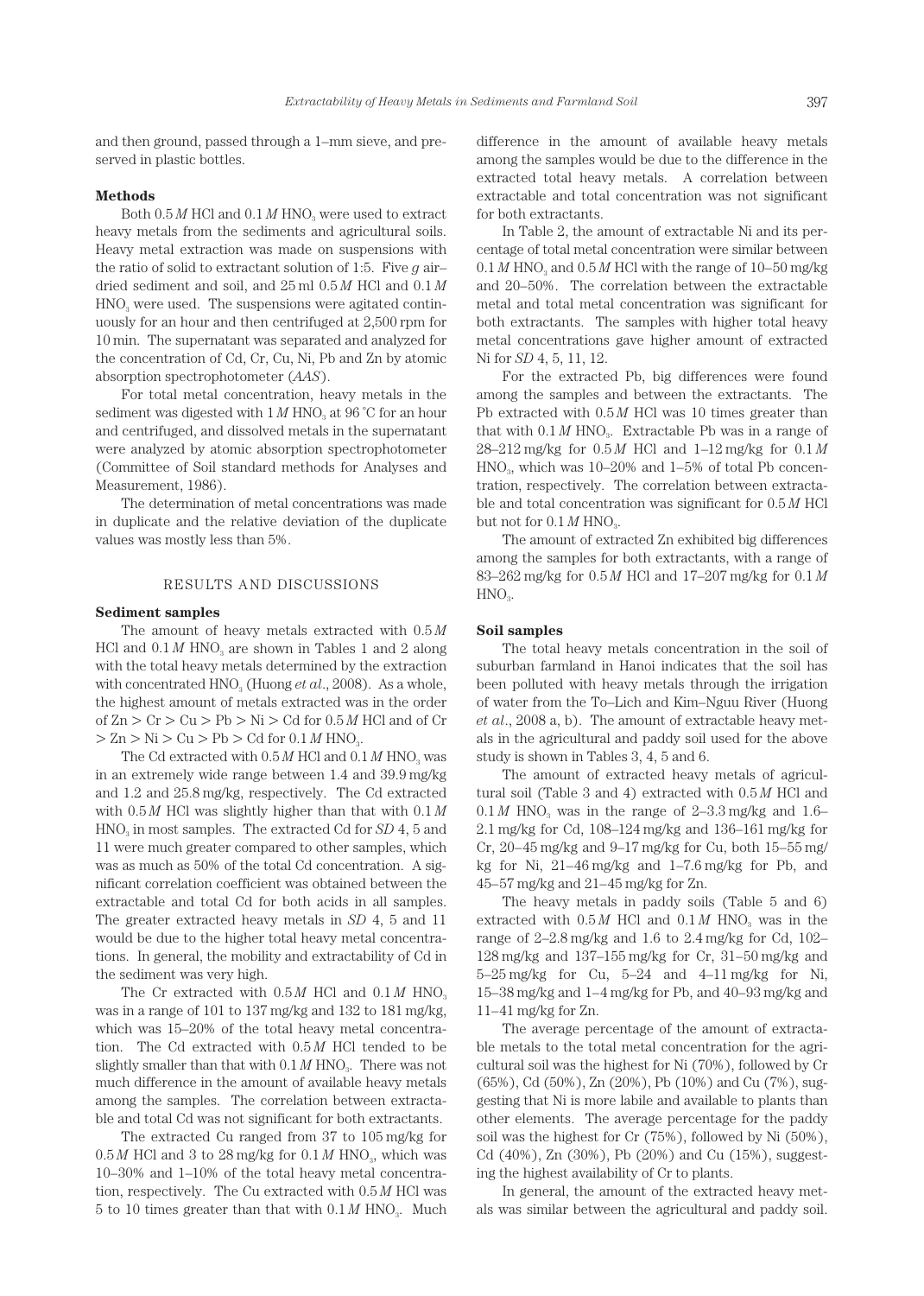and then ground, passed through a 1–mm sieve, and preserved in plastic bottles.

### Methods

Both 0.5 *M* HCl and 0.1 *M* $HNO_3$ were used to extract heavy metals from the sediments and agricultural soils. Heavy metal extraction was made on suspensions with the ratio of solid to extractant solution of 1:5. Five *g* air–dried sediment and soil, and 25 ml 0.5 *M* HCl and 0.1 *M* $HNO_3$ were used. The suspensions were agitated continuously for an hour and then centrifuged at 2,500 rpm for 10 min. The supernatant was separated and analyzed for the concentration of Cd, Cr, Cu, Ni, Pb and Zn by atomic absorption spectrophotometer (*AAS*).

For total metal concentration, heavy metals in the sediment was digested with 1 *M* $HNO_3$ at 96 ˚C for an hour and centrifuged, and dissolved metals in the supernatant were analyzed by atomic absorption spectrophotometer (Committee of Soil standard methods for Analyses and Measurement, 1986).

The determination of metal concentrations was made in duplicate and the relative deviation of the duplicate values was mostly less than 5%.

## RESULTS AND DISCUSSIONS

### Sediment samples

The amount of heavy metals extracted with 0.5 *M* HCl and 0.1 *M* $HNO_3$ are shown in Tables 1 and 2 along with the total heavy metals determined by the extraction with concentrated $HNO_3$ (Huong *et al*., 2008). As a whole, the highest amount of metals extracted was in the order of Zn > Cr > Cu > Pb > Ni > Cd for 0.5 *M* HCl and of Cr > Zn > Ni > Cu > Pb > Cd for 0.1 *M* $HNO_3$.

The Cd extracted with 0.5 *M* HCl and 0.1 *M* $HNO_3$ was in an extremely wide range between 1.4 and 39.9 mg/kg and 1.2 and 25.8 mg/kg, respectively. The Cd extracted with 0.5 *M* HCl was slightly higher than that with 0.1 *M* $HNO_3$ in most samples. The extracted Cd for *SD* 4, 5 and 11 were much greater compared to other samples, which was as much as 50% of the total Cd concentration. A significant correlation coefficient was obtained between the extractable and total Cd for both acids in all samples. The greater extracted heavy metals in *SD* 4, 5 and 11 would be due to the higher total heavy metal concentrations. In general, the mobility and extractability of Cd in the sediment was very high.

The Cr extracted with 0.5 *M* HCl and 0.1 *M* $HNO_3$ was in a range of 101 to 137 mg/kg and 132 to 181 mg/kg, which was 15–20% of the total heavy metal concentration. The Cd extracted with 0.5 *M* HCl tended to be slightly smaller than that with 0.1 *M* $HNO_3$. There was not much difference in the amount of available heavy metals among the samples. The correlation between extractable and total Cd was not significant for both extractants.

The extracted Cu ranged from 37 to 105 mg/kg for 0.5 *M* HCl and 3 to 28 mg/kg for 0.1 *M* $HNO_3$, which was 10–30% and 1–10% of the total heavy metal concentration, respectively. The Cu extracted with 0.5 *M* HCl was 5 to 10 times greater than that with 0.1 *M* $HNO_3$. Much difference in the amount of available heavy metals among the samples would be due to the difference in the extracted total heavy metals. A correlation between extractable and total concentration was not significant for both extractants.

In Table 2, the amount of extractable Ni and its percentage of total metal concentration were similar between 0.1 *M* $HNO_3$ and 0.5 *M* HCl with the range of 10–50 mg/kg and 20–50%. The correlation between the extractable metal and total metal concentration was significant for both extractants. The samples with higher total heavy metal concentrations gave higher amount of extracted Ni for *SD* 4, 5, 11, 12.

For the extracted Pb, big differences were found among the samples and between the extractants. The Pb extracted with 0.5 *M* HCl was 10 times greater than that with 0.1 *M* $HNO_3$. Extractable Pb was in a range of 28–212 mg/kg for 0.5 *M* HCl and 1–12 mg/kg for 0.1 *M* $HNO_3$, which was 10–20% and 1–5% of total Pb concentration, respectively. The correlation between extractable and total concentration was significant for 0.5 *M* HCl but not for 0.1 *M* $HNO_3$.

The amount of extracted Zn exhibited big differences among the samples for both extractants, with a range of 83–262 mg/kg for 0.5 *M* HCl and 17–207 mg/kg for 0.1 *M* $HNO_3$.

### Soil samples

The total heavy metals concentration in the soil of suburban farmland in Hanoi indicates that the soil has been polluted with heavy metals through the irrigation of water from the To–Lich and Kim–Nguu River (Huong *et al*., 2008 a, b). The amount of extractable heavy metals in the agricultural and paddy soil used for the above study is shown in Tables 3, 4, 5 and 6.

The amount of extracted heavy metals of agricultural soil (Table 3 and 4) extracted with 0.5 *M* HCl and 0.1 *M* $HNO_3$ was in the range of 2–3.3 mg/kg and 1.6–2.1 mg/kg for Cd, 108–124 mg/kg and 136–161 mg/kg for Cr, 20–45 mg/kg and 9–17 mg/kg for Cu, both 15–55 mg/kg for Ni, 21–46 mg/kg and 1–7.6 mg/kg for Pb, and 45–57 mg/kg and 21–45 mg/kg for Zn.

The heavy metals in paddy soils (Table 5 and 6) extracted with 0.5 *M* HCl and 0.1 *M* $HNO_3$ was in the range of 2–2.8 mg/kg and 1.6 to 2.4 mg/kg for Cd, 102–128 mg/kg and 137–155 mg/kg for Cr, 31–50 mg/kg and 5–25 mg/kg for Cu, 5–24 and 4–11 mg/kg for Ni, 15–38 mg/kg and 1–4 mg/kg for Pb, and 40–93 mg/kg and 11–41 mg/kg for Zn.

The average percentage of the amount of extractable metals to the total metal concentration for the agricultural soil was the highest for Ni (70%), followed by Cr (65%), Cd (50%), Zn (20%), Pb (10%) and Cu (7%), suggesting that Ni is more labile and available to plants than other elements. The average percentage for the paddy soil was the highest for Cr (75%), followed by Ni (50%), Cd (40%), Zn (30%), Pb (20%) and Cu (15%), suggesting the highest availability of Cr to plants.

In general, the amount of the extracted heavy metals was similar between the agricultural and paddy soil.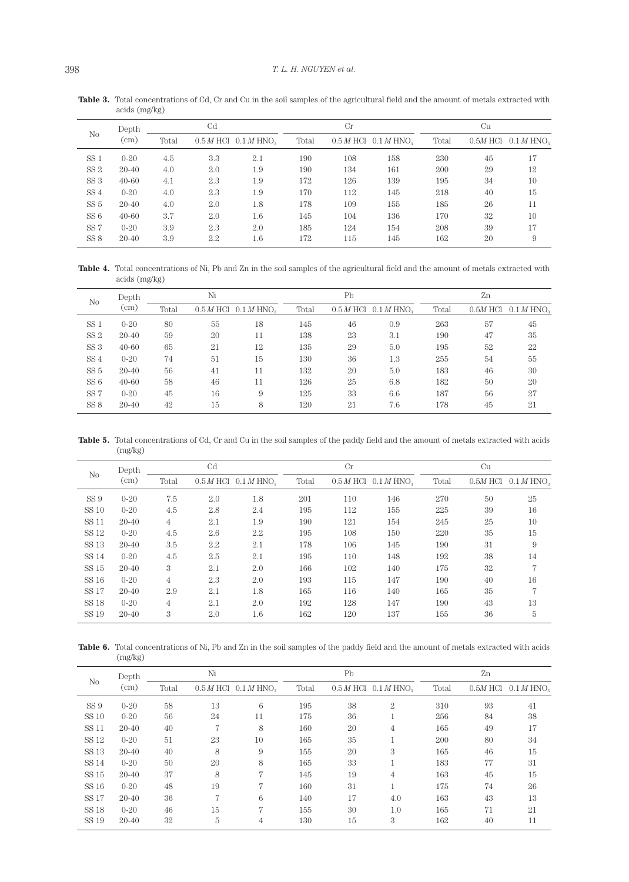**Table 3.** Total concentrations of Cd, Cr and Cu in the soil samples of the agricultural field and the amount of metals extracted with acids (mg/kg)

| No | Depth (cm) | Cd | | | Cr | | | Cu | | |
|---|---|---|---|---|---|---|---|---|---|---|
| | | Total | 0.5 *M* HCl | 0.1 *M* $HNO_3$ | Total | 0.5 *M* HCl | 0.1 *M* $HNO_3$ | Total | 0.5*M* HCl | 0.1 *M* $HNO_3$ |
| SS 1 | 0-20 | 4.5 | 3.3 | 2.1 | 190 | 108 | 158 | 230 | 45 | 17 |
| SS 2 | 20-40 | 4.0 | 2.0 | 1.9 | 190 | 134 | 161 | 200 | 29 | 12 |
| SS 3 | 40-60 | 4.1 | 2.3 | 1.9 | 172 | 126 | 139 | 195 | 34 | 10 |
| SS 4 | 0-20 | 4.0 | 2.3 | 1.9 | 170 | 112 | 145 | 218 | 40 | 15 |
| SS 5 | 20-40 | 4.0 | 2.0 | 1.8 | 178 | 109 | 155 | 185 | 26 | 11 |
| SS 6 | 40-60 | 3.7 | 2.0 | 1.6 | 145 | 104 | 136 | 170 | 32 | 10 |
| SS 7 | 0-20 | 3.9 | 2.3 | 2.0 | 185 | 124 | 154 | 208 | 39 | 17 |
| SS 8 | 20-40 | 3.9 | 2.2 | 1.6 | 172 | 115 | 145 | 162 | 20 | 9 |

**Table 4.** Total concentrations of Ni, Pb and Zn in the soil samples of the agricultural field and the amount of metals extracted with acids (mg/kg)

| No | Depth (cm) | Ni | | | Pb | | | Zn | | |
|---|---|---|---|---|---|---|---|---|---|---|
| | | Total | 0.5 *M* HCl | 0.1 *M* $HNO_3$ | Total | 0.5 *M* HCl | 0.1 *M* $HNO_3$ | Total | 0.5*M* HCl | 0.1 *M* $HNO_3$ |
| SS 1 | 0-20 | 80 | 55 | 18 | 145 | 46 | 0.9 | 263 | 57 | 45 |
| SS 2 | 20-40 | 59 | 20 | 11 | 138 | 23 | 3.1 | 190 | 47 | 35 |
| SS 3 | 40-60 | 65 | 21 | 12 | 135 | 29 | 5.0 | 195 | 52 | 22 |
| SS 4 | 0-20 | 74 | 51 | 15 | 130 | 36 | 1.3 | 255 | 54 | 55 |
| SS 5 | 20-40 | 56 | 41 | 11 | 132 | 20 | 5.0 | 183 | 46 | 30 |
| SS 6 | 40-60 | 58 | 46 | 11 | 126 | 25 | 6.8 | 182 | 50 | 20 |
| SS 7 | 0-20 | 45 | 16 | 9 | 125 | 33 | 6.6 | 187 | 56 | 27 |
| SS 8 | 20-40 | 42 | 15 | 8 | 120 | 21 | 7.6 | 178 | 45 | 21 |

**Table 5.** Total concentrations of Cd, Cr and Cu in the soil samples of the paddy field and the amount of metals extracted with acids (mg/kg)

| No | Depth (cm) | Cd | | | Cr | | | Cu | | |
|---|---|---|---|---|---|---|---|---|---|---|
| | | Total | 0.5 *M* HCl | 0.1 *M* $HNO_3$ | Total | 0.5 *M* HCl | 0.1 *M* $HNO_3$ | Total | 0.5*M* HCl | 0.1 *M* $HNO_3$ |
| SS 9 | 0-20 | 7.5 | 2.0 | 1.8 | 201 | 110 | 146 | 270 | 50 | 25 |
| SS 10 | 0-20 | 4.5 | 2.8 | 2.4 | 195 | 112 | 155 | 225 | 39 | 16 |
| SS 11 | 20-40 | 4 | 2.1 | 1.9 | 190 | 121 | 154 | 245 | 25 | 10 |
| SS 12 | 0-20 | 4.5 | 2.6 | 2.2 | 195 | 108 | 150 | 220 | 35 | 15 |
| SS 13 | 20-40 | 3.5 | 2.2 | 2.1 | 178 | 106 | 145 | 190 | 31 | 9 |
| SS 14 | 0-20 | 4.5 | 2.5 | 2.1 | 195 | 110 | 148 | 192 | 38 | 14 |
| SS 15 | 20-40 | 3 | 2.1 | 2.0 | 166 | 102 | 140 | 175 | 32 | 7 |
| SS 16 | 0-20 | 4 | 2.3 | 2.0 | 193 | 115 | 147 | 190 | 40 | 16 |
| SS 17 | 20-40 | 2.9 | 2.1 | 1.8 | 165 | 116 | 140 | 165 | 35 | 7 |
| SS 18 | 0-20 | 4 | 2.1 | 2.0 | 192 | 128 | 147 | 190 | 43 | 13 |
| SS 19 | 20-40 | 3 | 2.0 | 1.6 | 162 | 120 | 137 | 155 | 36 | 5 |

**Table 6.** Total concentrations of Ni, Pb and Zn in the soil samples of the paddy field and the amount of metals extracted with acids (mg/kg)

| No | Depth (cm) | Ni | | | Pb | | | Zn | | |
|---|---|---|---|---|---|---|---|---|---|---|
| | | Total | 0.5 *M* HCl | 0.1 *M* $HNO_3$ | Total | 0.5 *M* HCl | 0.1 *M* $HNO_3$ | Total | 0.5*M* HCl | 0.1 *M* $HNO_3$ |
| SS 9 | 0-20 | 58 | 13 | 6 | 195 | 38 | 2 | 310 | 93 | 41 |
| SS 10 | 0-20 | 56 | 24 | 11 | 175 | 36 | 1 | 256 | 84 | 38 |
| SS 11 | 20-40 | 40 | 7 | 8 | 160 | 20 | 4 | 165 | 49 | 17 |
| SS 12 | 0-20 | 51 | 23 | 10 | 165 | 35 | 1 | 200 | 80 | 34 |
| SS 13 | 20-40 | 40 | 8 | 9 | 155 | 20 | 3 | 165 | 46 | 15 |
| SS 14 | 0-20 | 50 | 20 | 8 | 165 | 33 | 1 | 183 | 77 | 31 |
| SS 15 | 20-40 | 37 | 8 | 7 | 145 | 19 | 4 | 163 | 45 | 15 |
| SS 16 | 0-20 | 48 | 19 | 7 | 160 | 31 | 1 | 175 | 74 | 26 |
| SS 17 | 20-40 | 36 | 7 | 6 | 140 | 17 | 4.0 | 163 | 43 | 13 |
| SS 18 | 0-20 | 46 | 15 | 7 | 155 | 30 | 1.0 | 165 | 71 | 21 |
| SS 19 | 20-40 | 32 | 5 | 4 | 130 | 15 | 3 | 162 | 40 | 11 |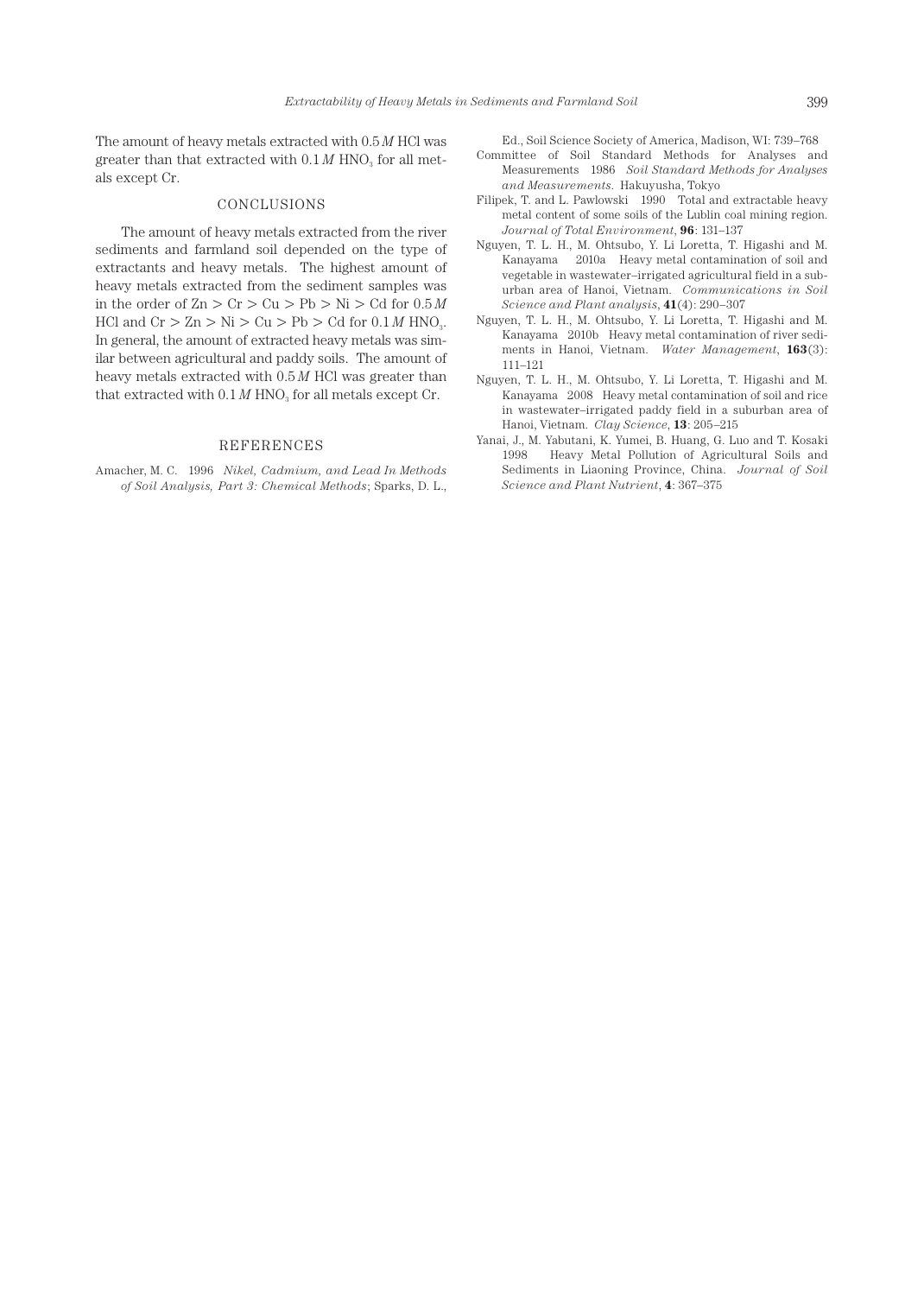The amount of heavy metals extracted with 0.5 *M* HCl was greater than that extracted with 0.1 *M* $HNO_3$ for all metals except Cr.

## CONCLUSIONS

The amount of heavy metals extracted from the river sediments and farmland soil depended on the type of extractants and heavy metals. The highest amount of heavy metals extracted from the sediment samples was in the order of Zn > Cr > Cu > Pb > Ni > Cd for 0.5 *M* HCl and Cr > Zn > Ni > Cu > Pb > Cd for 0.1 *M* $HNO_3$. In general, the amount of extracted heavy metals was similar between agricultural and paddy soils. The amount of heavy metals extracted with 0.5 *M* HCl was greater than that extracted with 0.1 *M* $HNO_3$ for all metals except Cr.

## REFERENCES

Amacher, M. C. 1996 *Nikel, Cadmium, and Lead In Methods of Soil Analysis, Part 3: Chemical Methods*; Sparks, D. L., Ed., Soil Science Society of America, Madison, WI: 739–768

Committee of Soil Standard Methods for Analyses and Measurements 1986 *Soil Standard Methods for Analyses and Measurements*. Hakuyusha, Tokyo

Filipek, T. and L. Pawlowski 1990 Total and extractable heavy metal content of some soils of the Lublin coal mining region. *Journal of Total Environment*, **96**: 131–137

Nguyen, T. L. H., M. Ohtsubo, Y. Li Loretta, T. Higashi and M. Kanayama 2010a Heavy metal contamination of soil and vegetable in wastewater–irrigated agricultural field in a suburban area of Hanoi, Vietnam. *Communications in Soil Science and Plant analysis*, **41**(4): 290–307

Nguyen, T. L. H., M. Ohtsubo, Y. Li Loretta, T. Higashi and M. Kanayama 2010b Heavy metal contamination of river sediments in Hanoi, Vietnam. *Water Management*, **163**(3): 111–121

Nguyen, T. L. H., M. Ohtsubo, Y. Li Loretta, T. Higashi and M. Kanayama 2008 Heavy metal contamination of soil and rice in wastewater–irrigated paddy field in a suburban area of Hanoi, Vietnam. *Clay Science*, **13**: 205–215

Yanai, J., M. Yabutani, K. Yumei, B. Huang, G. Luo and T. Kosaki 1998 Heavy Metal Pollution of Agricultural Soils and Sediments in Liaoning Province, China. *Journal of Soil Science and Plant Nutrient*, **4**: 367–375